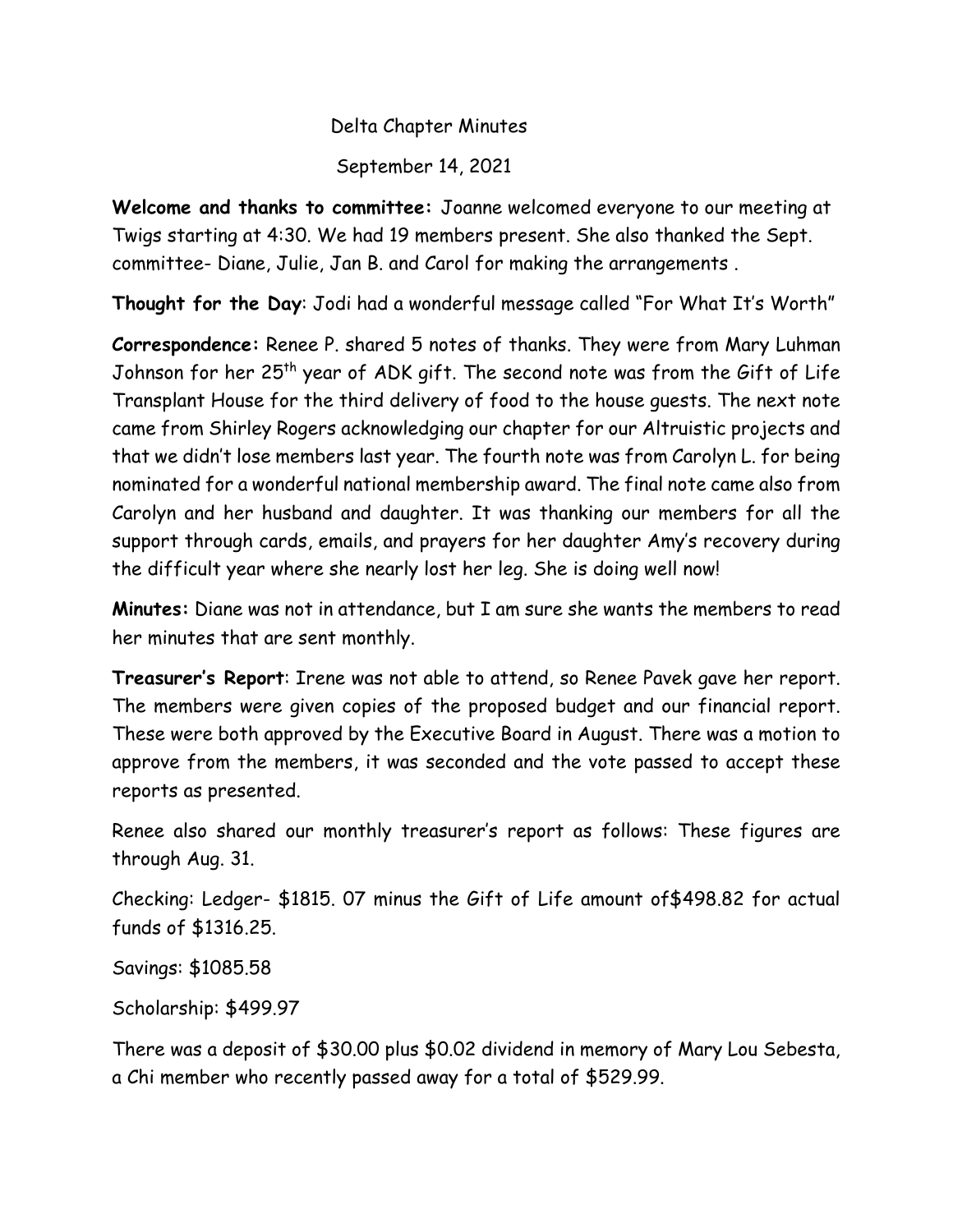# Delta Chapter Minutes

September 14, 2021

**Welcome and thanks to committee:** Joanne welcomed everyone to our meeting at Twigs starting at 4:30. We had 19 members present. She also thanked the Sept. committee- Diane, Julie, Jan B. and Carol for making the arrangements .

**Thought for the Day**: Jodi had a wonderful message called "For What It's Worth"

**Correspondence:** Renee P. shared 5 notes of thanks. They were from Mary Luhman Johnson for her 25th year of ADK gift. The second note was from the Gift of Life Transplant House for the third delivery of food to the house guests. The next note came from Shirley Rogers acknowledging our chapter for our Altruistic projects and that we didn't lose members last year. The fourth note was from Carolyn L. for being nominated for a wonderful national membership award. The final note came also from Carolyn and her husband and daughter. It was thanking our members for all the support through cards, emails, and prayers for her daughter Amy's recovery during the difficult year where she nearly lost her leg. She is doing well now!

**Minutes:** Diane was not in attendance, but I am sure she wants the members to read her minutes that are sent monthly.

**Treasurer's Report**: Irene was not able to attend, so Renee Pavek gave her report. The members were given copies of the proposed budget and our financial report. These were both approved by the Executive Board in August. There was a motion to approve from the members, it was seconded and the vote passed to accept these reports as presented.

Renee also shared our monthly treasurer's report as follows: These figures are through Aug. 31.

Checking: Ledger- $1815. 07 minus the Gift of Life amount of$498.82 for actual funds of $1316.25.

Savings: $1085.58

Scholarship: $499.97

There was a deposit of $30.00 plus $0.02 dividend in memory of Mary Lou Sebesta, a Chi member who recently passed away for a total of $529.99.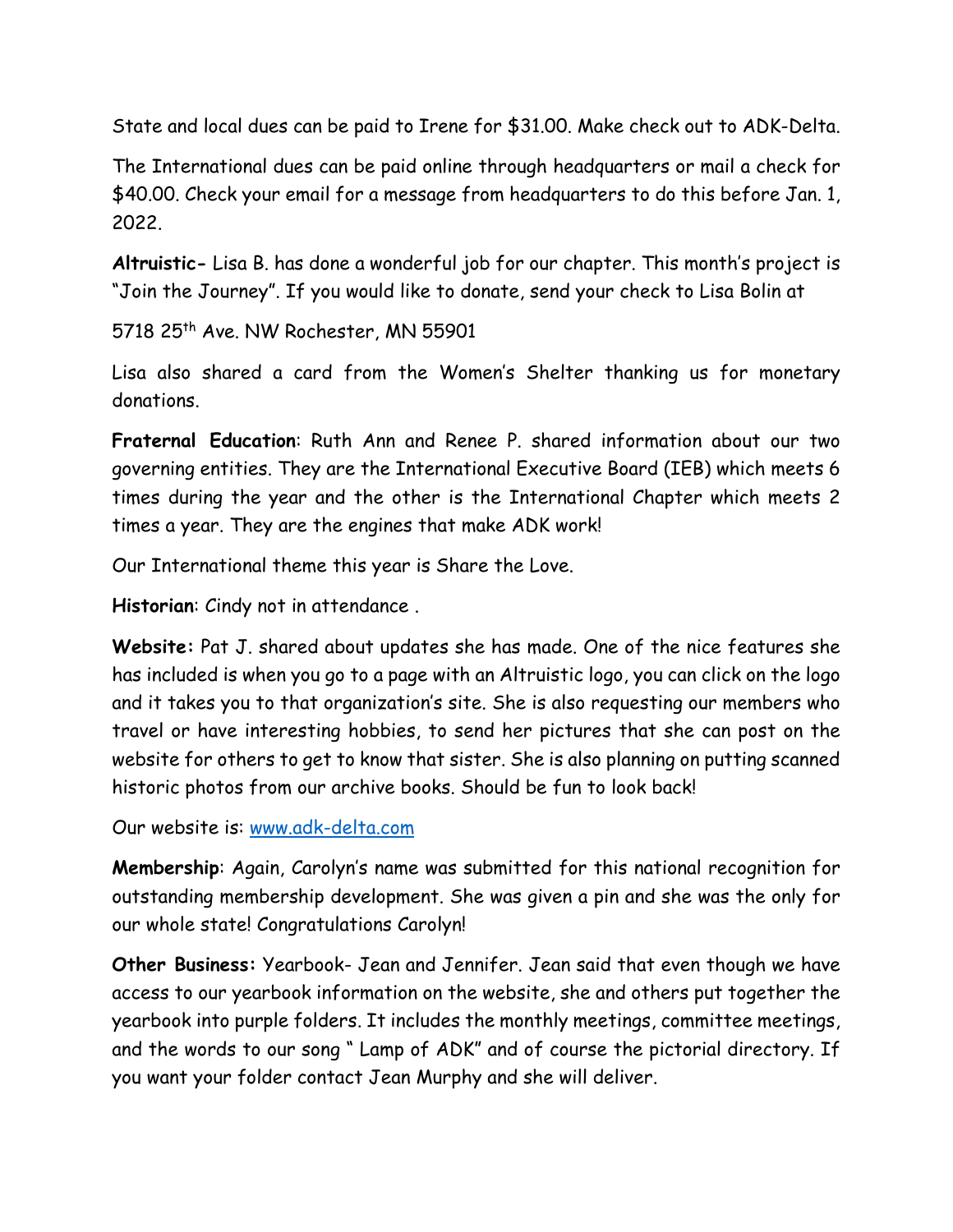State and local dues can be paid to Irene for $31.00. Make check out to ADK-Delta.

The International dues can be paid online through headquarters or mail a check for $40.00. Check your email for a message from headquarters to do this before Jan. 1, 2022.

**Altruistic-** Lisa B. has done a wonderful job for our chapter. This month's project is "Join the Journey". If you would like to donate, send your check to Lisa Bolin at

5718 25th Ave. NW Rochester, MN 55901

Lisa also shared a card from the Women's Shelter thanking us for monetary donations.

**Fraternal Education**: Ruth Ann and Renee P. shared information about our two governing entities. They are the International Executive Board (IEB) which meets 6 times during the year and the other is the International Chapter which meets 2 times a year. They are the engines that make ADK work!

Our International theme this year is Share the Love.

**Historian**: Cindy not in attendance .

**Website:** Pat J. shared about updates she has made. One of the nice features she has included is when you go to a page with an Altruistic logo, you can click on the logo and it takes you to that organization's site. She is also requesting our members who travel or have interesting hobbies, to send her pictures that she can post on the website for others to get to know that sister. She is also planning on putting scanned historic photos from our archive books. Should be fun to look back!

Our website is: [www.adk-delta.com](www.adk-delta.com)

**Membership**: Again, Carolyn's name was submitted for this national recognition for outstanding membership development. She was given a pin and she was the only for our whole state! Congratulations Carolyn!

**Other Business:** Yearbook- Jean and Jennifer. Jean said that even though we have access to our yearbook information on the website, she and others put together the yearbook into purple folders. It includes the monthly meetings, committee meetings, and the words to our song " Lamp of ADK" and of course the pictorial directory. If you want your folder contact Jean Murphy and she will deliver.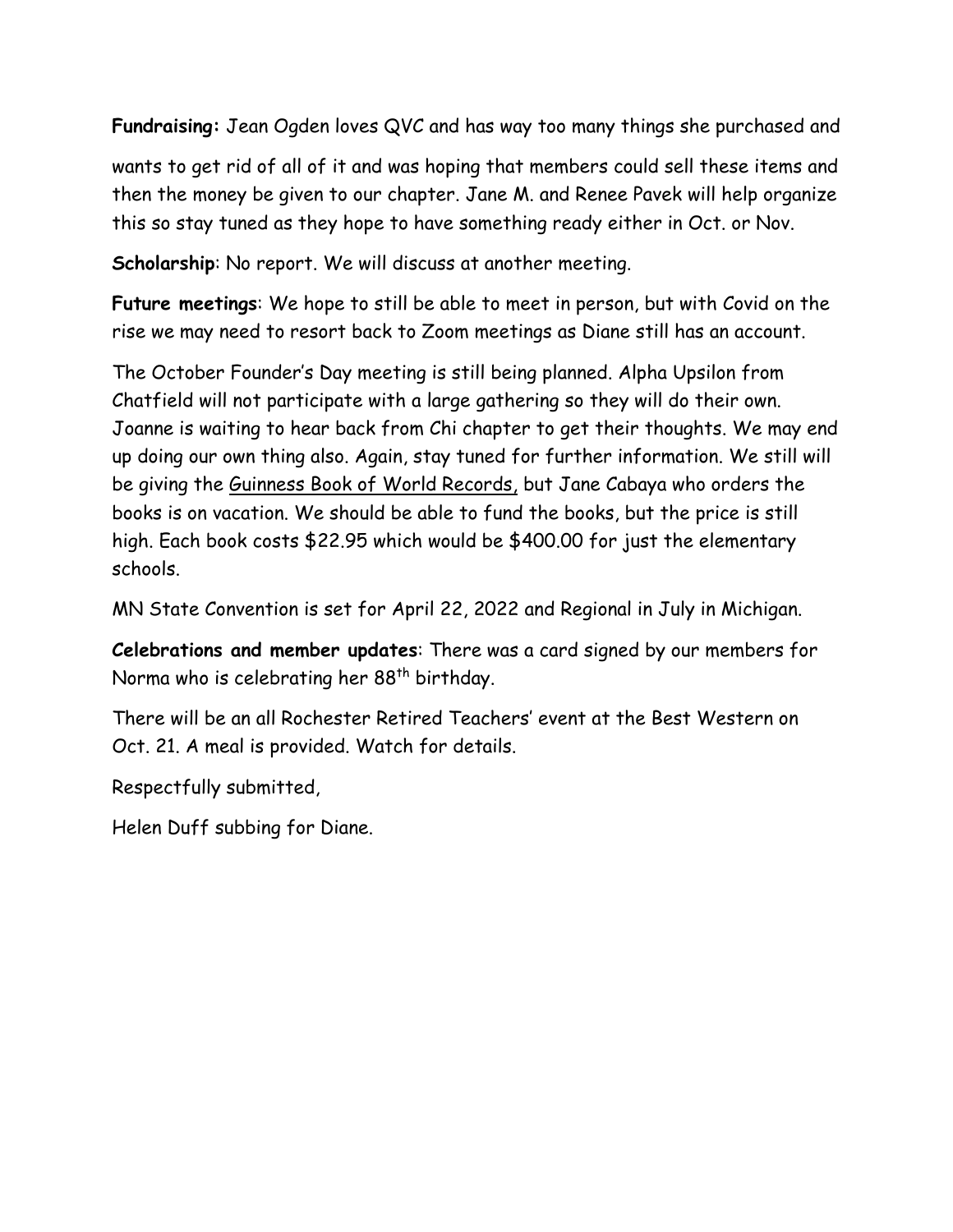**Fundraising:** Jean Ogden loves QVC and has way too many things she purchased and wants to get rid of all of it and was hoping that members could sell these items and then the money be given to our chapter. Jane M. and Renee Pavek will help organize this so stay tuned as they hope to have something ready either in Oct. or Nov.

**Scholarship**: No report. We will discuss at another meeting.

**Future meetings**: We hope to still be able to meet in person, but with Covid on the rise we may need to resort back to Zoom meetings as Diane still has an account.

The October Founder's Day meeting is still being planned. Alpha Upsilon from Chatfield will not participate with a large gathering so they will do their own. Joanne is waiting to hear back from Chi chapter to get their thoughts. We may end up doing our own thing also. Again, stay tuned for further information. We still will be giving the <u>Guinness Book of World Records,</u> but Jane Cabaya who orders the books is on vacation. We should be able to fund the books, but the price is still high. Each book costs $22.95 which would be $400.00 for just the elementary schools.

MN State Convention is set for April 22, 2022 and Regional in July in Michigan.

**Celebrations and member updates**: There was a card signed by our members for Norma who is celebrating her 88th birthday.

There will be an all Rochester Retired Teachers' event at the Best Western on Oct. 21. A meal is provided. Watch for details.

Respectfully submitted,

Helen Duff subbing for Diane.